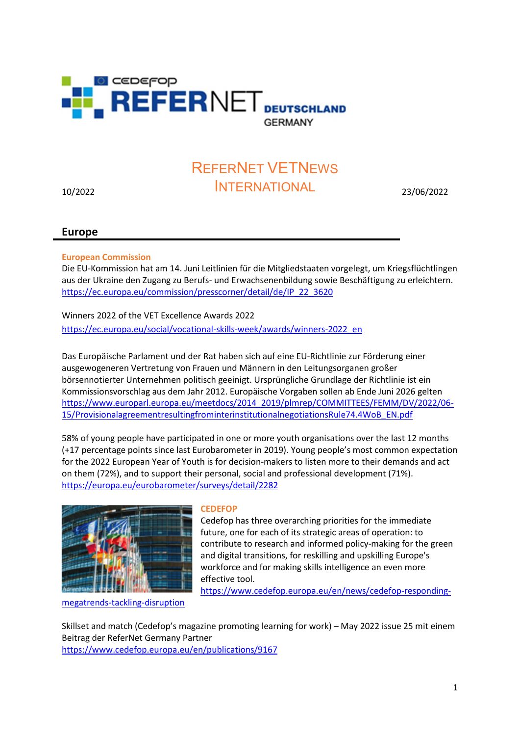# REFERNET VETNEWS INTERNATIONAL

10/2022 23/06/2022

## Europe

**European Commission**

Die EU-Kommission hat am 14. Juni Leitlinien für die Mitgliedstaaten vorgelegt, um Kriegsflüchtlingen aus der Ukraine den Zugang zu Berufs- und Erwachsenenbildung sowie Beschäftigung zu erleichtern.
https://ec.europa.eu/commission/presscorner/detail/de/IP_22_3620

Winners 2022 of the VET Excellence Awards 2022
https://ec.europa.eu/social/vocational-skills-week/awards/winners-2022_en

Das Europäische Parlament und der Rat haben sich auf eine EU-Richtlinie zur Förderung einer ausgewogeneren Vertretung von Frauen und Männern in den Leitungsorganen großer börsennotierter Unternehmen politisch geeinigt. Ursprüngliche Grundlage der Richtlinie ist ein Kommissionsvorschlag aus dem Jahr 2012. Europäische Vorgaben sollen ab Ende Juni 2026 gelten
https://www.europarl.europa.eu/meetdocs/2014_2019/plmrep/COMMITTEES/FEMM/DV/2022/06-15/ProvisionalagreementresultingfrominterinstitutionalnegotiationsRule74.4WoB_EN.pdf

58% of young people have participated in one or more youth organisations over the last 12 months (+17 percentage points since last Eurobarometer in 2019). Young people's most common expectation for the 2022 European Year of Youth is for decision-makers to listen more to their demands and act on them (72%), and to support their personal, social and professional development (71%).
https://europa.eu/eurobarometer/surveys/detail/2282

**CEDEFOP**

Cedefop has three overarching priorities for the immediate future, one for each of its strategic areas of operation: to contribute to research and informed policy-making for the green and digital transitions, for reskilling and upskilling Europe's workforce and for making skills intelligence an even more effective tool.
https://www.cedefop.europa.eu/en/news/cedefop-responding-megatrends-tackling-disruption

Skillset and match (Cedefop's magazine promoting learning for work) – May 2022 issue 25 mit einem Beitrag der ReferNet Germany Partner
https://www.cedefop.europa.eu/en/publications/9167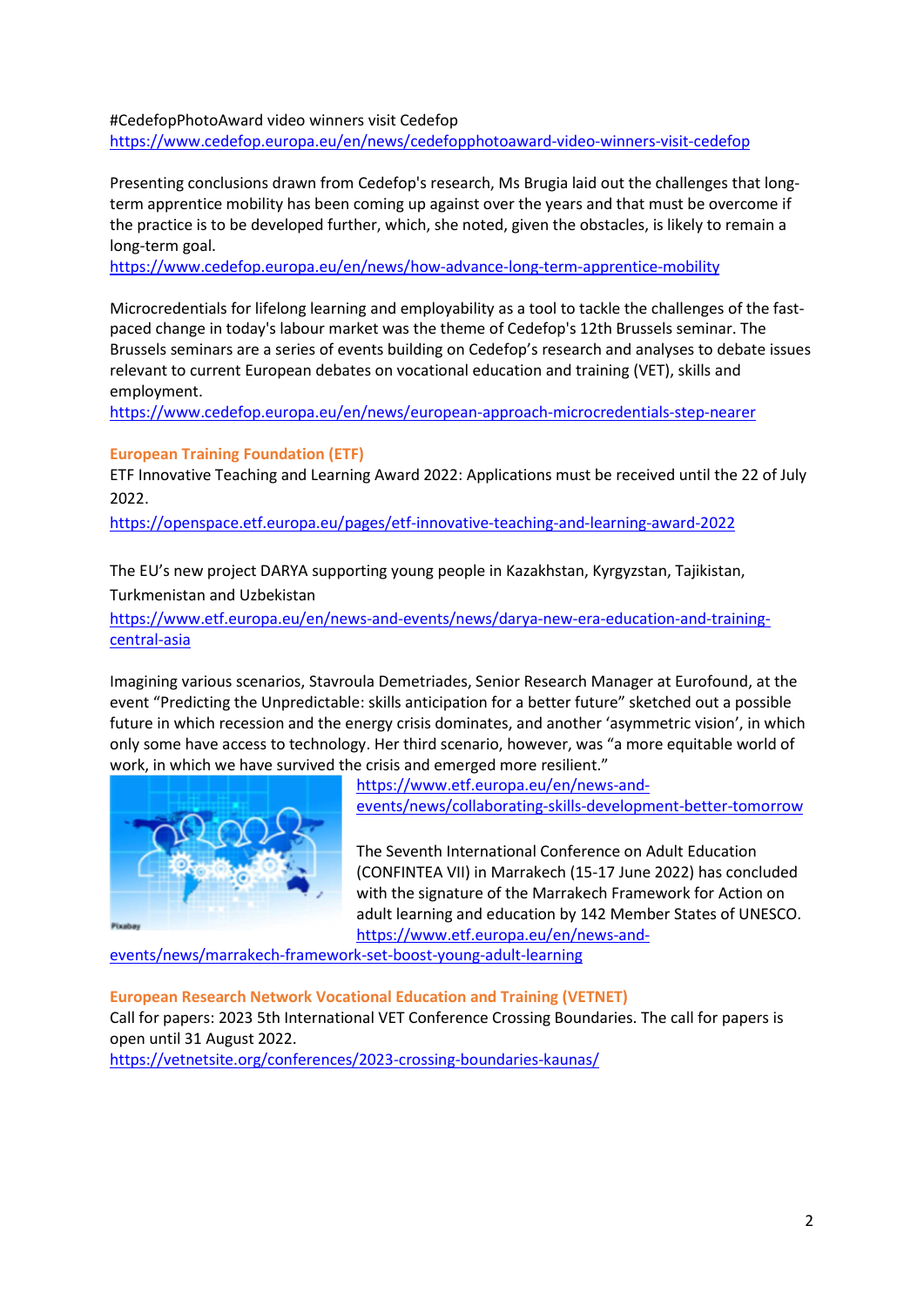#CedefopPhotoAward video winners visit Cedefop
https://www.cedefop.europa.eu/en/news/cedefopphotoaward-video-winners-visit-cedefop

Presenting conclusions drawn from Cedefop's research, Ms Brugia laid out the challenges that long-term apprentice mobility has been coming up against over the years and that must be overcome if the practice is to be developed further, which, she noted, given the obstacles, is likely to remain a long-term goal.
https://www.cedefop.europa.eu/en/news/how-advance-long-term-apprentice-mobility

Microcredentials for lifelong learning and employability as a tool to tackle the challenges of the fast-paced change in today's labour market was the theme of Cedefop's 12th Brussels seminar. The Brussels seminars are a series of events building on Cedefop's research and analyses to debate issues relevant to current European debates on vocational education and training (VET), skills and employment.
https://www.cedefop.europa.eu/en/news/european-approach-microcredentials-step-nearer

**European Training Foundation (ETF)**

ETF Innovative Teaching and Learning Award 2022: Applications must be received until the 22 of July 2022.
https://openspace.etf.europa.eu/pages/etf-innovative-teaching-and-learning-award-2022

The EU's new project DARYA supporting young people in Kazakhstan, Kyrgyzstan, Tajikistan, Turkmenistan and Uzbekistan
https://www.etf.europa.eu/en/news-and-events/news/darya-new-era-education-and-training-central-asia

Imagining various scenarios, Stavroula Demetriades, Senior Research Manager at Eurofound, at the event "Predicting the Unpredictable: skills anticipation for a better future" sketched out a possible future in which recession and the energy crisis dominates, and another 'asymmetric vision', in which only some have access to technology. Her third scenario, however, was "a more equitable world of work, in which we have survived the crisis and emerged more resilient."
https://www.etf.europa.eu/en/news-and-events/news/collaborating-skills-development-better-tomorrow

The Seventh International Conference on Adult Education (CONFINTEA VII) in Marrakech (15-17 June 2022) has concluded with the signature of the Marrakech Framework for Action on adult learning and education by 142 Member States of UNESCO.
https://www.etf.europa.eu/en/news-and-events/news/marrakech-framework-set-boost-young-adult-learning

**European Research Network Vocational Education and Training (VETNET)**

Call for papers: 2023 5th International VET Conference Crossing Boundaries. The call for papers is open until 31 August 2022.
https://vetnetsite.org/conferences/2023-crossing-boundaries-kaunas/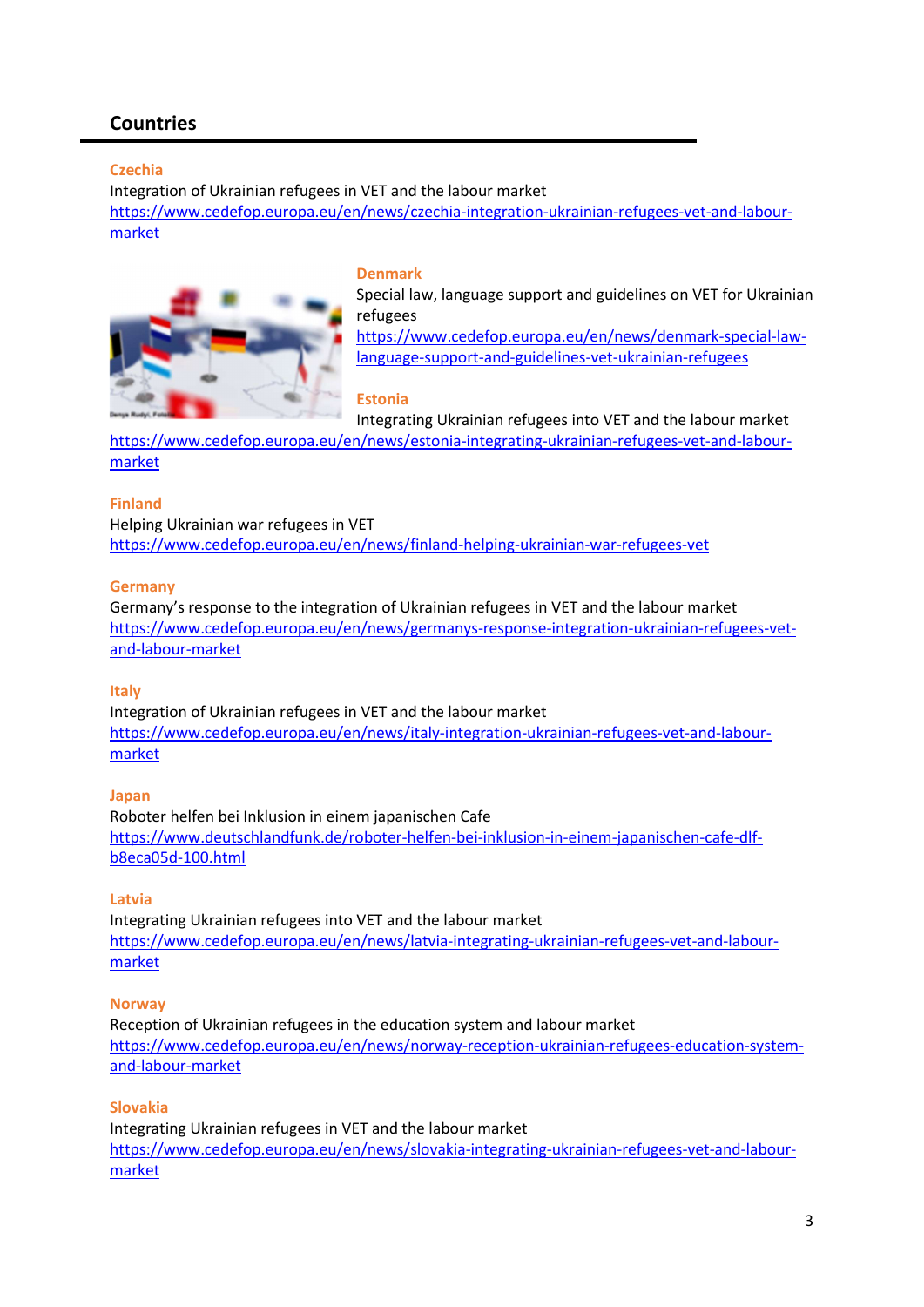## Countries

**Czechia**
Integration of Ukrainian refugees in VET and the labour market
https://www.cedefop.europa.eu/en/news/czechia-integration-ukrainian-refugees-vet-and-labour-market

**Denmark**
Special law, language support and guidelines on VET for Ukrainian refugees
https://www.cedefop.europa.eu/en/news/denmark-special-law-language-support-and-guidelines-ukrainian-refugees

**Estonia**
Integrating Ukrainian refugees into VET and the labour market
https://www.cedefop.europa.eu/en/news/estonia-integrating-ukrainian-refugees-vet-and-labour-market

**Finland**
Helping Ukrainian war refugees in VET
https://www.cedefop.europa.eu/en/news/finland-helping-ukrainian-war-refugees-vet

**Germany**
Germany's response to the integration of Ukrainian refugees in VET and the labour market
https://www.cedefop.europa.eu/en/news/germanys-response-integration-ukrainian-refugees-vet-and-labour-market

**Italy**
Integration of Ukrainian refugees in VET and the labour market
https://www.cedefop.europa.eu/en/news/italy-integration-ukrainian-refugees-vet-and-labour-market

**Japan**
Roboter helfen bei Inklusion in einem japanischen Cafe
https://www.deutschlandfunk.de/roboter-helfen-bei-inklusion-in-einem-japanischen-cafe-dlf-b8eca05d-100.html

**Latvia**
Integrating Ukrainian refugees into VET and the labour market
https://www.cedefop.europa.eu/en/news/latvia-integrating-ukrainian-refugees-vet-and-labour-market

**Norway**
Reception of Ukrainian refugees in the education system and labour market
https://www.cedefop.europa.eu/en/news/norway-reception-ukrainian-refugees-education-system-and-labour-market

**Slovakia**
Integrating Ukrainian refugees in VET and the labour market
https://www.cedefop.europa.eu/en/news/slovakia-integrating-ukrainian-refugees-vet-and-labour-market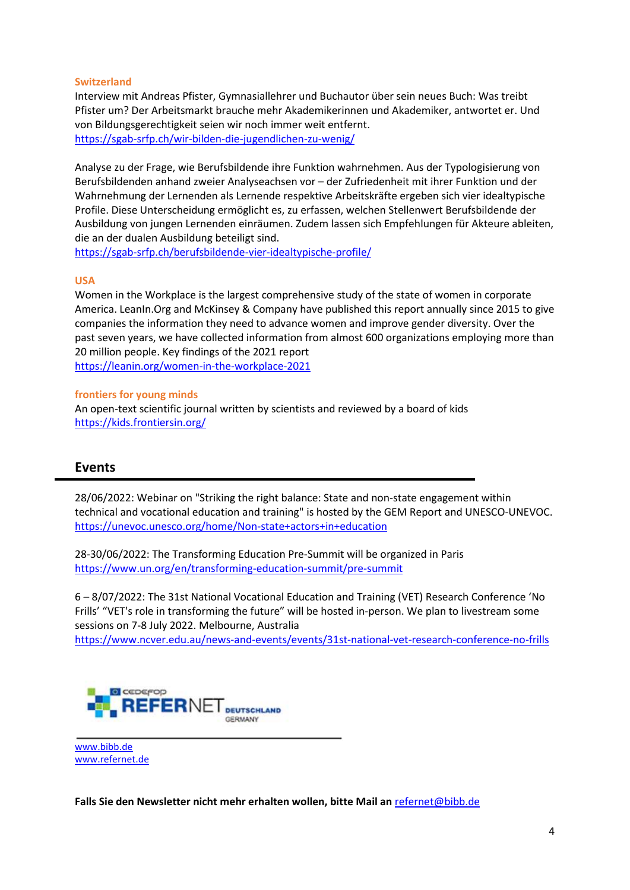**Switzerland**

Interview mit Andreas Pfister, Gymnasiallehrer und Buchautor über sein neues Buch: Was treibt Pfister um? Der Arbeitsmarkt brauche mehr Akademikerinnen und Akademiker, antwortet er. Und von Bildungsgerechtigkeit seien wir noch immer weit entfernt.
https://sgab-srfp.ch/wir-bilden-die-jugendlichen-zu-wenig/

Analyse zu der Frage, wie Berufsbildende ihre Funktion wahrnehmen. Aus der Typologisierung von Berufsbildenden anhand zweier Analyseachsen vor – der Zufriedenheit mit ihrer Funktion und der Wahrnehmung der Lernenden als Lernende respektive Arbeitskräfte ergeben sich vier idealtypische Profile. Diese Unterscheidung ermöglicht es, zu erfassen, welchen Stellenwert Berufsbildende der Ausbildung von jungen Lernenden einräumen. Zudem lassen sich Empfehlungen für Akteure ableiten, die an der dualen Ausbildung beteiligt sind.
https://sgab-srfp.ch/berufsbildende-vier-idealtypische-profile/

**USA**

Women in the Workplace is the largest comprehensive study of the state of women in corporate America. LeanIn.Org and McKinsey & Company have published this report annually since 2015 to give companies the information they need to advance women and improve gender diversity. Over the past seven years, we have collected information from almost 600 organizations employing more than 20 million people. Key findings of the 2021 report
https://leanin.org/women-in-the-workplace-2021

**frontiers for young minds**

An open-text scientific journal written by scientists and reviewed by a board of kids
https://kids.frontiersin.org/

## Events

28/06/2022: Webinar on "Striking the right balance: State and non-state engagement within technical and vocational education and training" is hosted by the GEM Report and UNESCO-UNEVOC.
https://unevoc.unesco.org/home/Non-state+actors+in+education

28-30/06/2022: The Transforming Education Pre-Summit will be organized in Paris
https://www.un.org/en/transforming-education-summit/pre-summit

6 – 8/07/2022: The 31st National Vocational Education and Training (VET) Research Conference 'No Frills' "VET's role in transforming the future" will be hosted in-person. We plan to livestream some sessions on 7-8 July 2022. Melbourne, Australia
https://www.ncver.edu.au/news-and-events/events/31st-national-vet-research-conference-no-frills

CEDEFOP REFERNET DEUTSCHLAND GERMANY

www.bibb.de
www.refernet.de

**Falls Sie den Newsletter nicht mehr erhalten wollen, bitte Mail an** refernet@bibb.de